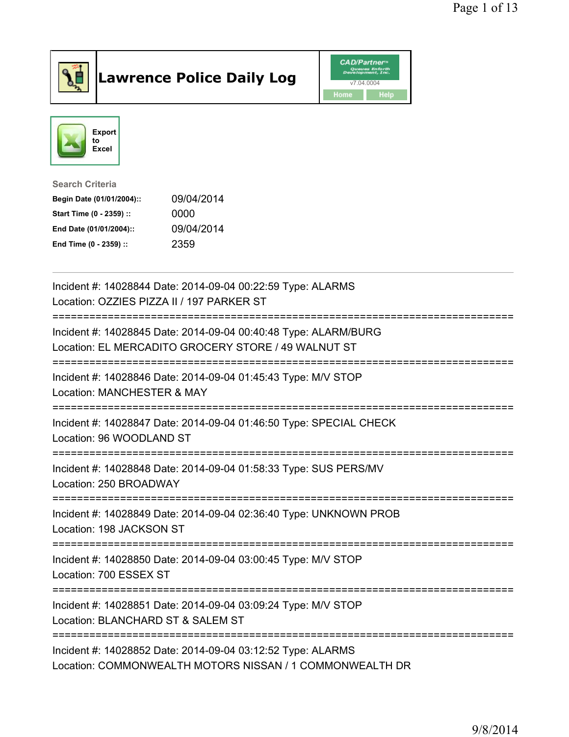# Lawrence Police Daily Log

CAD/Partner
v7.04.0004
Home Help

Export to Excel

**Search Criteria**

| | |
|---|---|
| **Begin Date (01/01/2004)::** | 09/04/2014 |
| **Start Time (0 - 2359) ::** | 0000 |
| **End Date (01/01/2004)::** | 09/04/2014 |
| **End Time (0 - 2359) ::** | 2359 |

---

Incident #: 14028844 Date: 2014-09-04 00:22:59 Type: ALARMS
Location: OZZIES PIZZA II / 197 PARKER ST

===========================================================================

Incident #: 14028845 Date: 2014-09-04 00:40:48 Type: ALARM/BURG
Location: EL MERCADITO GROCERY STORE / 49 WALNUT ST

===========================================================================

Incident #: 14028846 Date: 2014-09-04 01:45:43 Type: M/V STOP
Location: MANCHESTER & MAY

===========================================================================

Incident #: 14028847 Date: 2014-09-04 01:46:50 Type: SPECIAL CHECK
Location: 96 WOODLAND ST

===========================================================================

Incident #: 14028848 Date: 2014-09-04 01:58:33 Type: SUS PERS/MV
Location: 250 BROADWAY

===========================================================================

Incident #: 14028849 Date: 2014-09-04 02:36:40 Type: UNKNOWN PROB
Location: 198 JACKSON ST

===========================================================================

Incident #: 14028850 Date: 2014-09-04 03:00:45 Type: M/V STOP
Location: 700 ESSEX ST

===========================================================================

Incident #: 14028851 Date: 2014-09-04 03:09:24 Type: M/V STOP
Location: BLANCHARD ST & SALEM ST

===========================================================================

Incident #: 14028852 Date: 2014-09-04 03:12:52 Type: ALARMS
Location: COMMONWEALTH MOTORS NISSAN / 1 COMMONWEALTH DR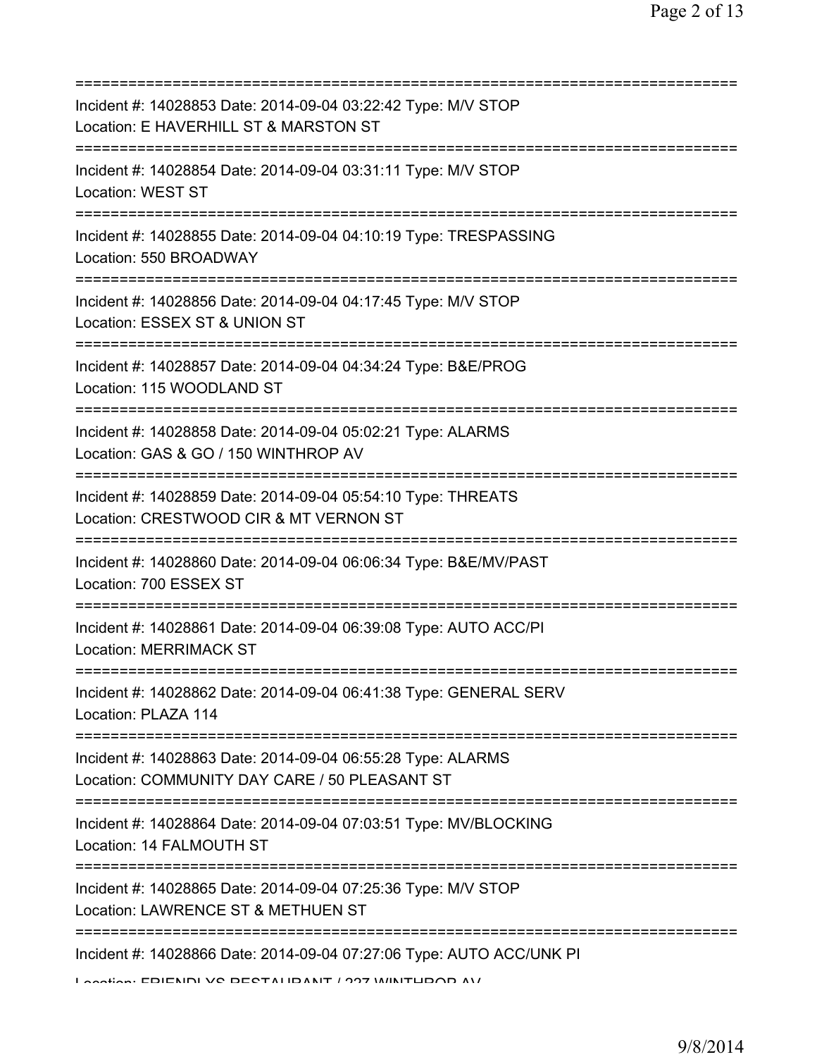===========================================================================
Incident #: 14028853 Date: 2014-09-04 03:22:42 Type: M/V STOP
Location: E HAVERHILL ST & MARSTON ST
===========================================================================
Incident #: 14028854 Date: 2014-09-04 03:31:11 Type: M/V STOP
Location: WEST ST
===========================================================================
Incident #: 14028855 Date: 2014-09-04 04:10:19 Type: TRESPASSING
Location: 550 BROADWAY
===========================================================================
Incident #: 14028856 Date: 2014-09-04 04:17:45 Type: M/V STOP
Location: ESSEX ST & UNION ST
===========================================================================
Incident #: 14028857 Date: 2014-09-04 04:34:24 Type: B&E/PROG
Location: 115 WOODLAND ST
===========================================================================
Incident #: 14028858 Date: 2014-09-04 05:02:21 Type: ALARMS
Location: GAS & GO / 150 WINTHROP AV
===========================================================================
Incident #: 14028859 Date: 2014-09-04 05:54:10 Type: THREATS
Location: CRESTWOOD CIR & MT VERNON ST
===========================================================================
Incident #: 14028860 Date: 2014-09-04 06:06:34 Type: B&E/MV/PAST
Location: 700 ESSEX ST
===========================================================================
Incident #: 14028861 Date: 2014-09-04 06:39:08 Type: AUTO ACC/PI
Location: MERRIMACK ST
===========================================================================
Incident #: 14028862 Date: 2014-09-04 06:41:38 Type: GENERAL SERV
Location: PLAZA 114
===========================================================================
Incident #: 14028863 Date: 2014-09-04 06:55:28 Type: ALARMS
Location: COMMUNITY DAY CARE / 50 PLEASANT ST
===========================================================================
Incident #: 14028864 Date: 2014-09-04 07:03:51 Type: MV/BLOCKING
Location: 14 FALMOUTH ST
===========================================================================
Incident #: 14028865 Date: 2014-09-04 07:25:36 Type: M/V STOP
Location: LAWRENCE ST & METHUEN ST
===========================================================================
Incident #: 14028866 Date: 2014-09-04 07:27:06 Type: AUTO ACC/UNK PI
Location: FRIENDLYS RESTAURANT / 227 WINTHROP AV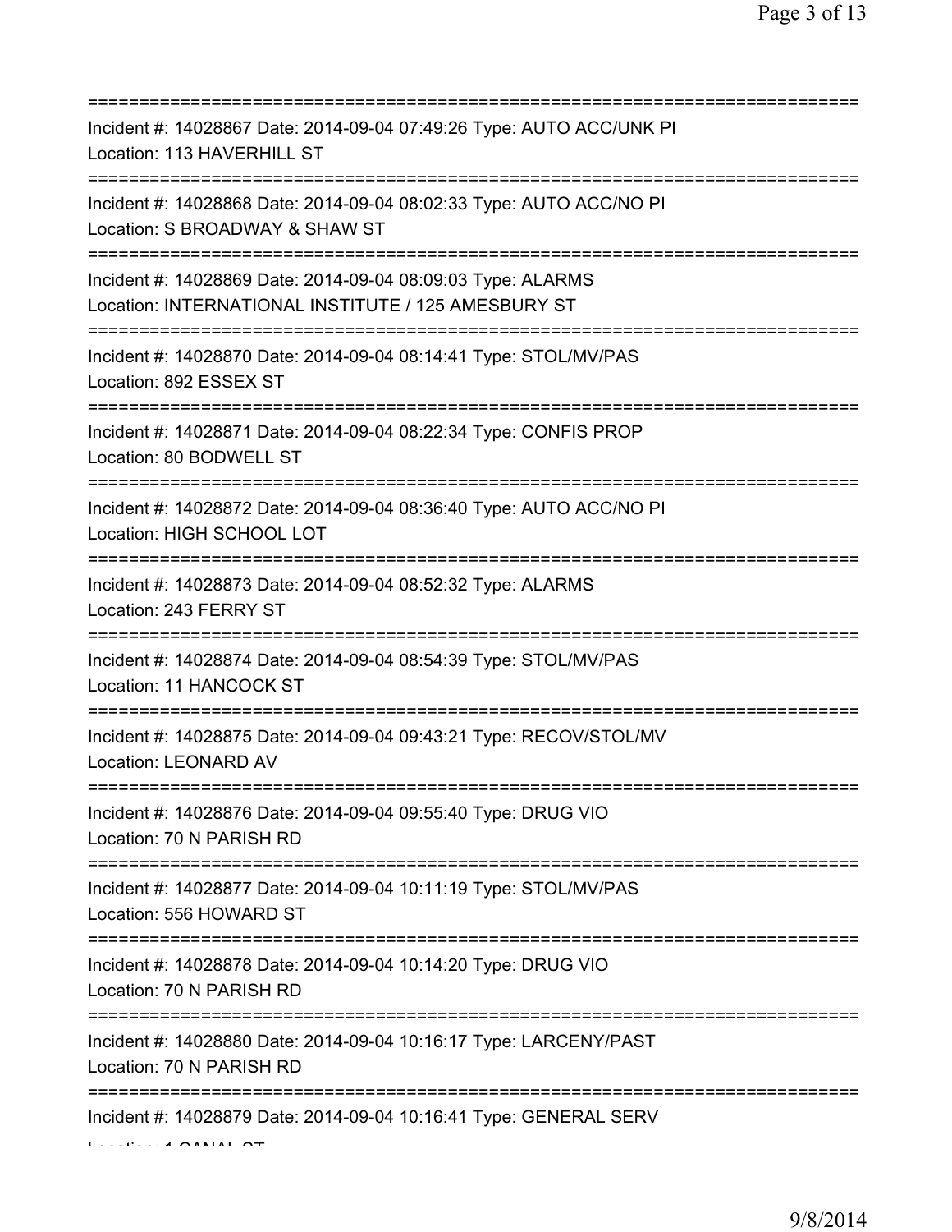===========================================================================
Incident #: 14028867 Date: 2014-09-04 07:49:26 Type: AUTO ACC/UNK PI
Location: 113 HAVERHILL ST
===========================================================================
Incident #: 14028868 Date: 2014-09-04 08:02:33 Type: AUTO ACC/NO PI
Location: S BROADWAY & SHAW ST
===========================================================================
Incident #: 14028869 Date: 2014-09-04 08:09:03 Type: ALARMS
Location: INTERNATIONAL INSTITUTE / 125 AMESBURY ST
===========================================================================
Incident #: 14028870 Date: 2014-09-04 08:14:41 Type: STOL/MV/PAS
Location: 892 ESSEX ST
===========================================================================
Incident #: 14028871 Date: 2014-09-04 08:22:34 Type: CONFIS PROP
Location: 80 BODWELL ST
===========================================================================
Incident #: 14028872 Date: 2014-09-04 08:36:40 Type: AUTO ACC/NO PI
Location: HIGH SCHOOL LOT
===========================================================================
Incident #: 14028873 Date: 2014-09-04 08:52:32 Type: ALARMS
Location: 243 FERRY ST
===========================================================================
Incident #: 14028874 Date: 2014-09-04 08:54:39 Type: STOL/MV/PAS
Location: 11 HANCOCK ST
===========================================================================
Incident #: 14028875 Date: 2014-09-04 09:43:21 Type: RECOV/STOL/MV
Location: LEONARD AV
===========================================================================
Incident #: 14028876 Date: 2014-09-04 09:55:40 Type: DRUG VIO
Location: 70 N PARISH RD
===========================================================================
Incident #: 14028877 Date: 2014-09-04 10:11:19 Type: STOL/MV/PAS
Location: 556 HOWARD ST
===========================================================================
Incident #: 14028878 Date: 2014-09-04 10:14:20 Type: DRUG VIO
Location: 70 N PARISH RD
===========================================================================
Incident #: 14028880 Date: 2014-09-04 10:16:17 Type: LARCENY/PAST
Location: 70 N PARISH RD
===========================================================================
Incident #: 14028879 Date: 2014-09-04 10:16:41 Type: GENERAL SERV
Location: 1 CANAL ST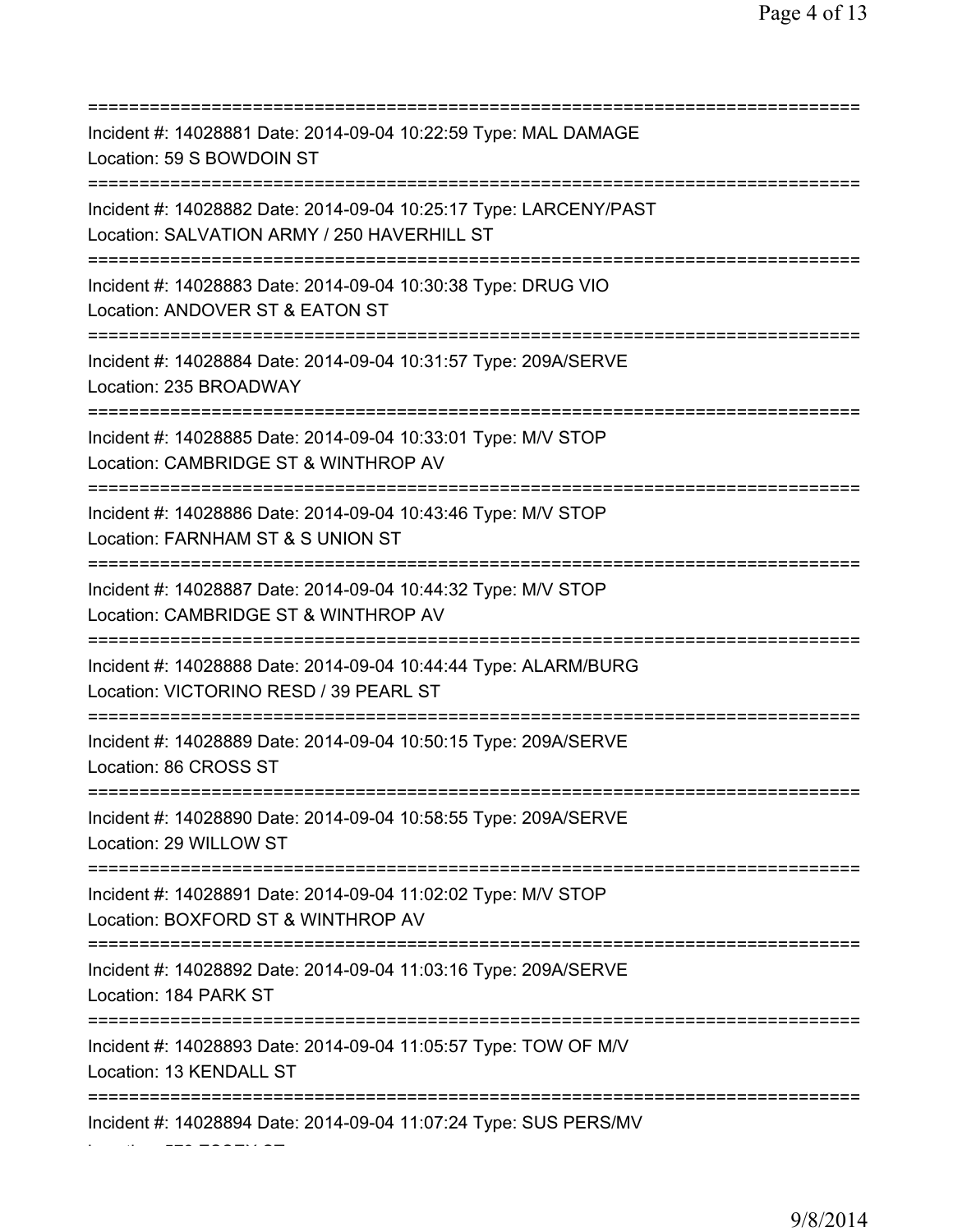==============================================================================
Incident #: 14028881 Date: 2014-09-04 10:22:59 Type: MAL DAMAGE
Location: 59 S BOWDOIN ST
==============================================================================
Incident #: 14028882 Date: 2014-09-04 10:25:17 Type: LARCENY/PAST
Location: SALVATION ARMY / 250 HAVERHILL ST
==============================================================================
Incident #: 14028883 Date: 2014-09-04 10:30:38 Type: DRUG VIO
Location: ANDOVER ST & EATON ST
==============================================================================
Incident #: 14028884 Date: 2014-09-04 10:31:57 Type: 209A/SERVE
Location: 235 BROADWAY
==============================================================================
Incident #: 14028885 Date: 2014-09-04 10:33:01 Type: M/V STOP
Location: CAMBRIDGE ST & WINTHROP AV
==============================================================================
Incident #: 14028886 Date: 2014-09-04 10:43:46 Type: M/V STOP
Location: FARNHAM ST & S UNION ST
==============================================================================
Incident #: 14028887 Date: 2014-09-04 10:44:32 Type: M/V STOP
Location: CAMBRIDGE ST & WINTHROP AV
==============================================================================
Incident #: 14028888 Date: 2014-09-04 10:44:44 Type: ALARM/BURG
Location: VICTORINO RESD / 39 PEARL ST
==============================================================================
Incident #: 14028889 Date: 2014-09-04 10:50:15 Type: 209A/SERVE
Location: 86 CROSS ST
==============================================================================
Incident #: 14028890 Date: 2014-09-04 10:58:55 Type: 209A/SERVE
Location: 29 WILLOW ST
==============================================================================
Incident #: 14028891 Date: 2014-09-04 11:02:02 Type: M/V STOP
Location: BOXFORD ST & WINTHROP AV
==============================================================================
Incident #: 14028892 Date: 2014-09-04 11:03:16 Type: 209A/SERVE
Location: 184 PARK ST
==============================================================================
Incident #: 14028893 Date: 2014-09-04 11:05:57 Type: TOW OF M/V
Location: 13 KENDALL ST
==============================================================================
Incident #: 14028894 Date: 2014-09-04 11:07:24 Type: SUS PERS/MV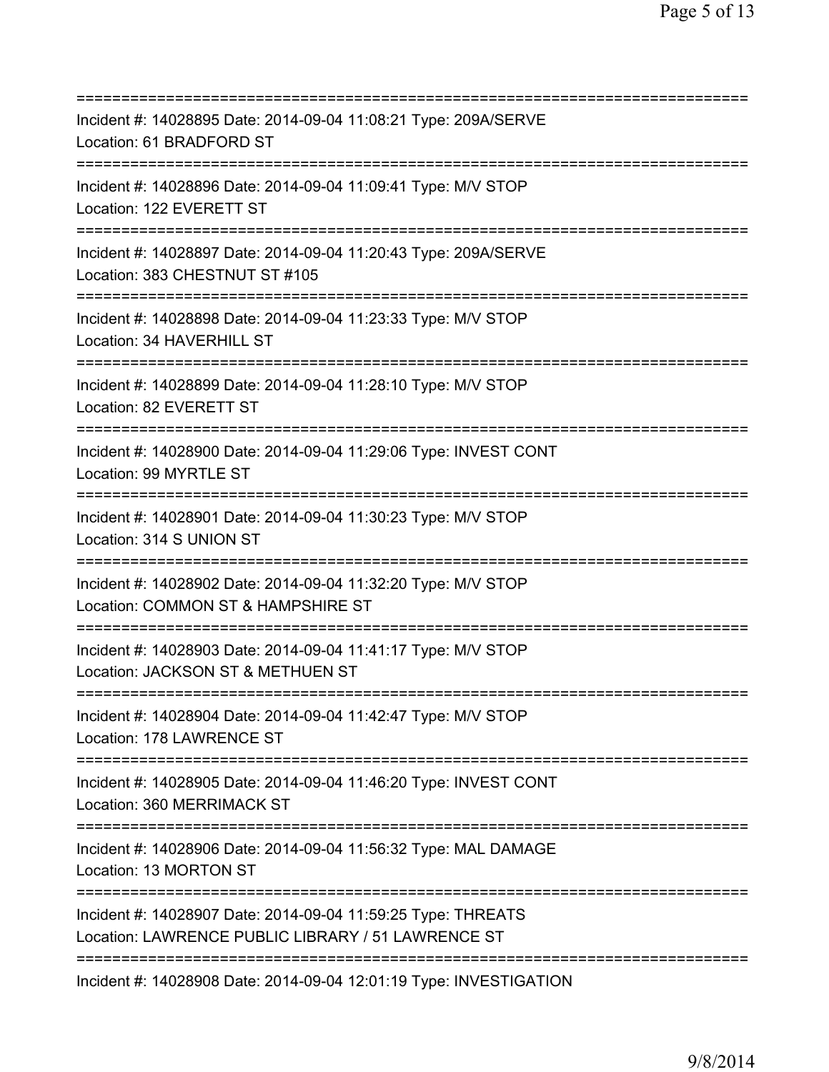==============================================================================
Incident #: 14028895 Date: 2014-09-04 11:08:21 Type: 209A/SERVE
Location: 61 BRADFORD ST
==============================================================================
Incident #: 14028896 Date: 2014-09-04 11:09:41 Type: M/V STOP
Location: 122 EVERETT ST
==============================================================================
Incident #: 14028897 Date: 2014-09-04 11:20:43 Type: 209A/SERVE
Location: 383 CHESTNUT ST #105
==============================================================================
Incident #: 14028898 Date: 2014-09-04 11:23:33 Type: M/V STOP
Location: 34 HAVERHILL ST
==============================================================================
Incident #: 14028899 Date: 2014-09-04 11:28:10 Type: M/V STOP
Location: 82 EVERETT ST
==============================================================================
Incident #: 14028900 Date: 2014-09-04 11:29:06 Type: INVEST CONT
Location: 99 MYRTLE ST
==============================================================================
Incident #: 14028901 Date: 2014-09-04 11:30:23 Type: M/V STOP
Location: 314 S UNION ST
==============================================================================
Incident #: 14028902 Date: 2014-09-04 11:32:20 Type: M/V STOP
Location: COMMON ST & HAMPSHIRE ST
==============================================================================
Incident #: 14028903 Date: 2014-09-04 11:41:17 Type: M/V STOP
Location: JACKSON ST & METHUEN ST
==============================================================================
Incident #: 14028904 Date: 2014-09-04 11:42:47 Type: M/V STOP
Location: 178 LAWRENCE ST
==============================================================================
Incident #: 14028905 Date: 2014-09-04 11:46:20 Type: INVEST CONT
Location: 360 MERRIMACK ST
==============================================================================
Incident #: 14028906 Date: 2014-09-04 11:56:32 Type: MAL DAMAGE
Location: 13 MORTON ST
==============================================================================
Incident #: 14028907 Date: 2014-09-04 11:59:25 Type: THREATS
Location: LAWRENCE PUBLIC LIBRARY / 51 LAWRENCE ST
==============================================================================
Incident #: 14028908 Date: 2014-09-04 12:01:19 Type: INVESTIGATION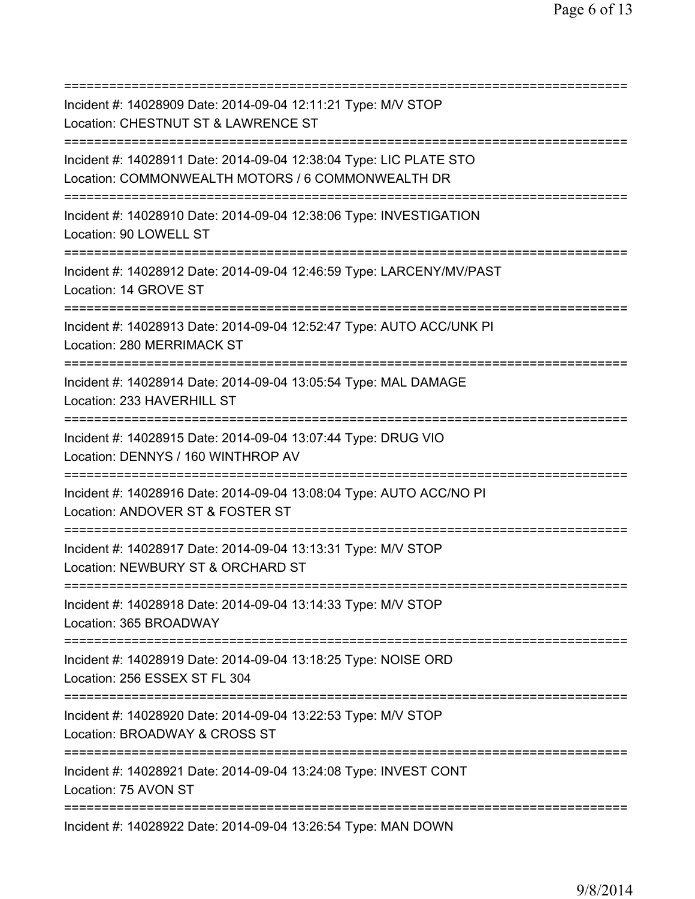===========================================================================
Incident #: 14028909 Date: 2014-09-04 12:11:21 Type: M/V STOP
Location: CHESTNUT ST & LAWRENCE ST
===========================================================================
Incident #: 14028911 Date: 2014-09-04 12:38:04 Type: LIC PLATE STO
Location: COMMONWEALTH MOTORS / 6 COMMONWEALTH DR
===========================================================================
Incident #: 14028910 Date: 2014-09-04 12:38:06 Type: INVESTIGATION
Location: 90 LOWELL ST
===========================================================================
Incident #: 14028912 Date: 2014-09-04 12:46:59 Type: LARCENY/MV/PAST
Location: 14 GROVE ST
===========================================================================
Incident #: 14028913 Date: 2014-09-04 12:52:47 Type: AUTO ACC/UNK PI
Location: 280 MERRIMACK ST
===========================================================================
Incident #: 14028914 Date: 2014-09-04 13:05:54 Type: MAL DAMAGE
Location: 233 HAVERHILL ST
===========================================================================
Incident #: 14028915 Date: 2014-09-04 13:07:44 Type: DRUG VIO
Location: DENNYS / 160 WINTHROP AV
===========================================================================
Incident #: 14028916 Date: 2014-09-04 13:08:04 Type: AUTO ACC/NO PI
Location: ANDOVER ST & FOSTER ST
===========================================================================
Incident #: 14028917 Date: 2014-09-04 13:13:31 Type: M/V STOP
Location: NEWBURY ST & ORCHARD ST
===========================================================================
Incident #: 14028918 Date: 2014-09-04 13:14:33 Type: M/V STOP
Location: 365 BROADWAY
===========================================================================
Incident #: 14028919 Date: 2014-09-04 13:18:25 Type: NOISE ORD
Location: 256 ESSEX ST FL 304
===========================================================================
Incident #: 14028920 Date: 2014-09-04 13:22:53 Type: M/V STOP
Location: BROADWAY & CROSS ST
===========================================================================
Incident #: 14028921 Date: 2014-09-04 13:24:08 Type: INVEST CONT
Location: 75 AVON ST
===========================================================================
Incident #: 14028922 Date: 2014-09-04 13:26:54 Type: MAN DOWN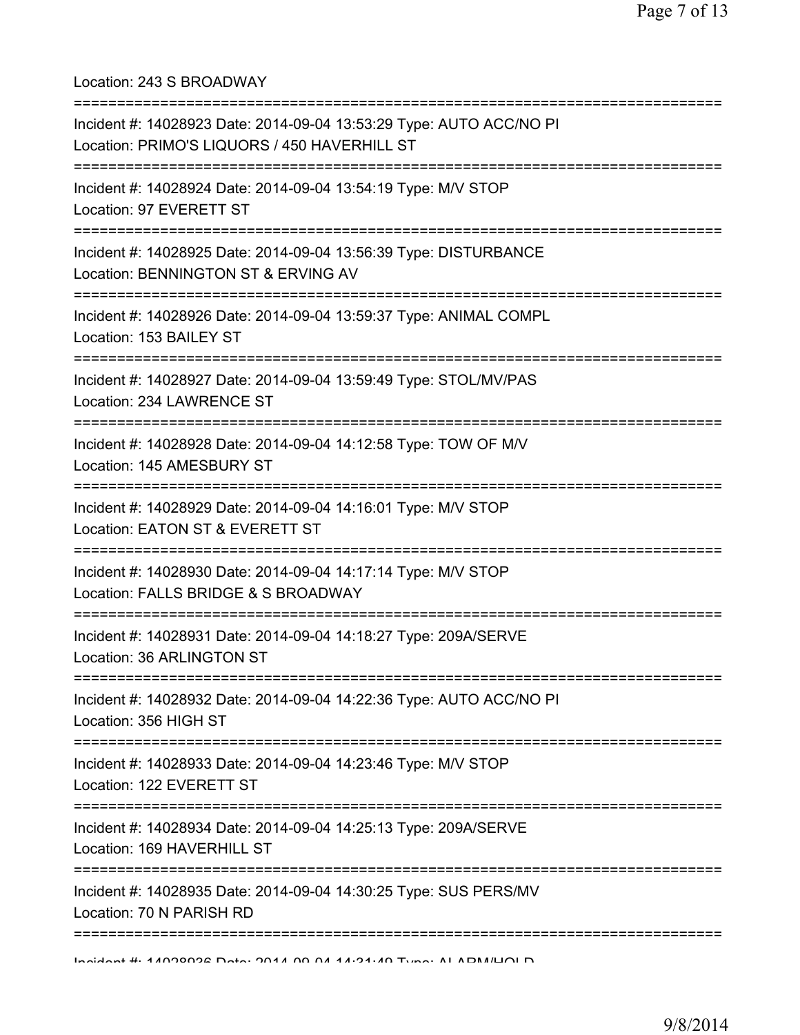Location: 243 S BROADWAY

===========================================================================

Incident #: 14028923 Date: 2014-09-04 13:53:29 Type: AUTO ACC/NO PI
Location: PRIMO'S LIQUORS / 450 HAVERHILL ST

===========================================================================

Incident #: 14028924 Date: 2014-09-04 13:54:19 Type: M/V STOP
Location: 97 EVERETT ST

===========================================================================

Incident #: 14028925 Date: 2014-09-04 13:56:39 Type: DISTURBANCE
Location: BENNINGTON ST & ERVING AV

===========================================================================

Incident #: 14028926 Date: 2014-09-04 13:59:37 Type: ANIMAL COMPL
Location: 153 BAILEY ST

===========================================================================

Incident #: 14028927 Date: 2014-09-04 13:59:49 Type: STOL/MV/PAS
Location: 234 LAWRENCE ST

===========================================================================

Incident #: 14028928 Date: 2014-09-04 14:12:58 Type: TOW OF M/V
Location: 145 AMESBURY ST

===========================================================================

Incident #: 14028929 Date: 2014-09-04 14:16:01 Type: M/V STOP
Location: EATON ST & EVERETT ST

===========================================================================

Incident #: 14028930 Date: 2014-09-04 14:17:14 Type: M/V STOP
Location: FALLS BRIDGE & S BROADWAY

===========================================================================

Incident #: 14028931 Date: 2014-09-04 14:18:27 Type: 209A/SERVE
Location: 36 ARLINGTON ST

===========================================================================

Incident #: 14028932 Date: 2014-09-04 14:22:36 Type: AUTO ACC/NO PI
Location: 356 HIGH ST

===========================================================================

Incident #: 14028933 Date: 2014-09-04 14:23:46 Type: M/V STOP
Location: 122 EVERETT ST

===========================================================================

Incident #: 14028934 Date: 2014-09-04 14:25:13 Type: 209A/SERVE
Location: 169 HAVERHILL ST

===========================================================================

Incident #: 14028935 Date: 2014-09-04 14:30:25 Type: SUS PERS/MV
Location: 70 N PARISH RD

===========================================================================

Incident #: 14028936 Date: 2014-09-04 14:31:49 Type: ALARM/HOLD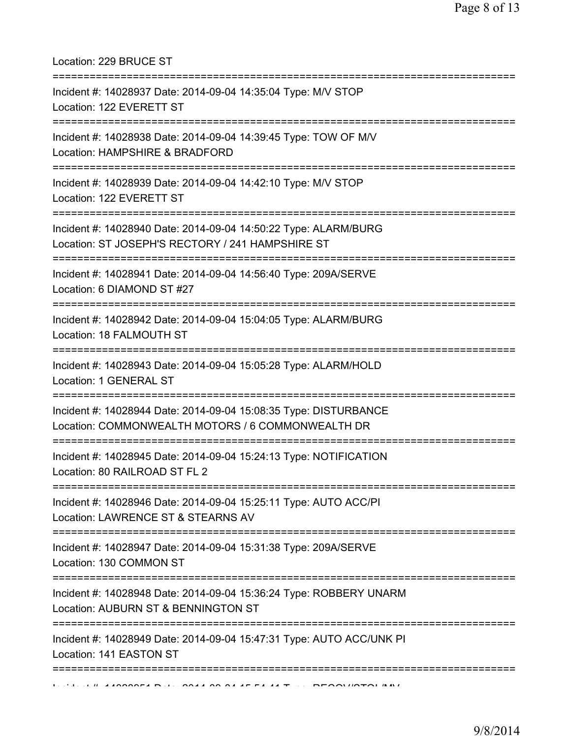Location: 229 BRUCE ST

===========================================================================

Incident #: 14028937 Date: 2014-09-04 14:35:04 Type: M/V STOP

Location: 122 EVERETT ST

===========================================================================

Incident #: 14028938 Date: 2014-09-04 14:39:45 Type: TOW OF M/V

Location: HAMPSHIRE & BRADFORD

===========================================================================

Incident #: 14028939 Date: 2014-09-04 14:42:10 Type: M/V STOP

Location: 122 EVERETT ST

===========================================================================

Incident #: 14028940 Date: 2014-09-04 14:50:22 Type: ALARM/BURG

Location: ST JOSEPH'S RECTORY / 241 HAMPSHIRE ST

===========================================================================

Incident #: 14028941 Date: 2014-09-04 14:56:40 Type: 209A/SERVE

Location: 6 DIAMOND ST #27

===========================================================================

Incident #: 14028942 Date: 2014-09-04 15:04:05 Type: ALARM/BURG

Location: 18 FALMOUTH ST

===========================================================================

Incident #: 14028943 Date: 2014-09-04 15:05:28 Type: ALARM/HOLD

Location: 1 GENERAL ST

===========================================================================

Incident #: 14028944 Date: 2014-09-04 15:08:35 Type: DISTURBANCE

Location: COMMONWEALTH MOTORS / 6 COMMONWEALTH DR

===========================================================================

Incident #: 14028945 Date: 2014-09-04 15:24:13 Type: NOTIFICATION

Location: 80 RAILROAD ST FL 2

===========================================================================

Incident #: 14028946 Date: 2014-09-04 15:25:11 Type: AUTO ACC/PI

Location: LAWRENCE ST & STEARNS AV

===========================================================================

Incident #: 14028947 Date: 2014-09-04 15:31:38 Type: 209A/SERVE

Location: 130 COMMON ST

===========================================================================

Incident #: 14028948 Date: 2014-09-04 15:36:24 Type: ROBBERY UNARM

Location: AUBURN ST & BENNINGTON ST

===========================================================================

Incident #: 14028949 Date: 2014-09-04 15:47:31 Type: AUTO ACC/UNK PI

Location: 141 EASTON ST

===========================================================================

Incident #: 14028951 Date: 2014-09-04 15:54:41 Type: RECOV/STOL/MV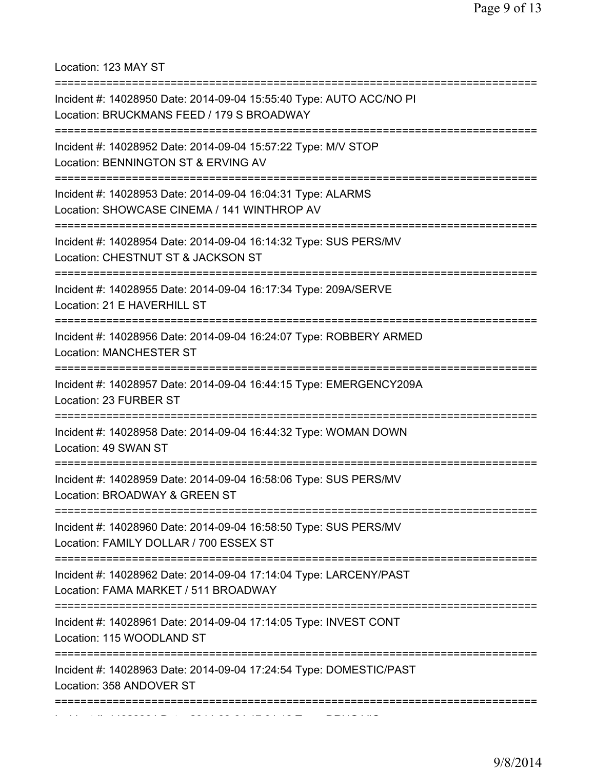Location: 123 MAY ST

===========================================================================

Incident #: 14028950 Date: 2014-09-04 15:55:40 Type: AUTO ACC/NO PI
Location: BRUCKMANS FEED / 179 S BROADWAY

===========================================================================

Incident #: 14028952 Date: 2014-09-04 15:57:22 Type: M/V STOP
Location: BENNINGTON ST & ERVING AV

===========================================================================

Incident #: 14028953 Date: 2014-09-04 16:04:31 Type: ALARMS
Location: SHOWCASE CINEMA / 141 WINTHROP AV

===========================================================================

Incident #: 14028954 Date: 2014-09-04 16:14:32 Type: SUS PERS/MV
Location: CHESTNUT ST & JACKSON ST

===========================================================================

Incident #: 14028955 Date: 2014-09-04 16:17:34 Type: 209A/SERVE
Location: 21 E HAVERHILL ST

===========================================================================

Incident #: 14028956 Date: 2014-09-04 16:24:07 Type: ROBBERY ARMED
Location: MANCHESTER ST

===========================================================================

Incident #: 14028957 Date: 2014-09-04 16:44:15 Type: EMERGENCY209A
Location: 23 FURBER ST

===========================================================================

Incident #: 14028958 Date: 2014-09-04 16:44:32 Type: WOMAN DOWN
Location: 49 SWAN ST

===========================================================================

Incident #: 14028959 Date: 2014-09-04 16:58:06 Type: SUS PERS/MV
Location: BROADWAY & GREEN ST

===========================================================================

Incident #: 14028960 Date: 2014-09-04 16:58:50 Type: SUS PERS/MV
Location: FAMILY DOLLAR / 700 ESSEX ST

===========================================================================

Incident #: 14028962 Date: 2014-09-04 17:14:04 Type: LARCENY/PAST
Location: FAMA MARKET / 511 BROADWAY

===========================================================================

Incident #: 14028961 Date: 2014-09-04 17:14:05 Type: INVEST CONT
Location: 115 WOODLAND ST

===========================================================================

Incident #: 14028963 Date: 2014-09-04 17:24:54 Type: DOMESTIC/PAST
Location: 358 ANDOVER ST

===========================================================================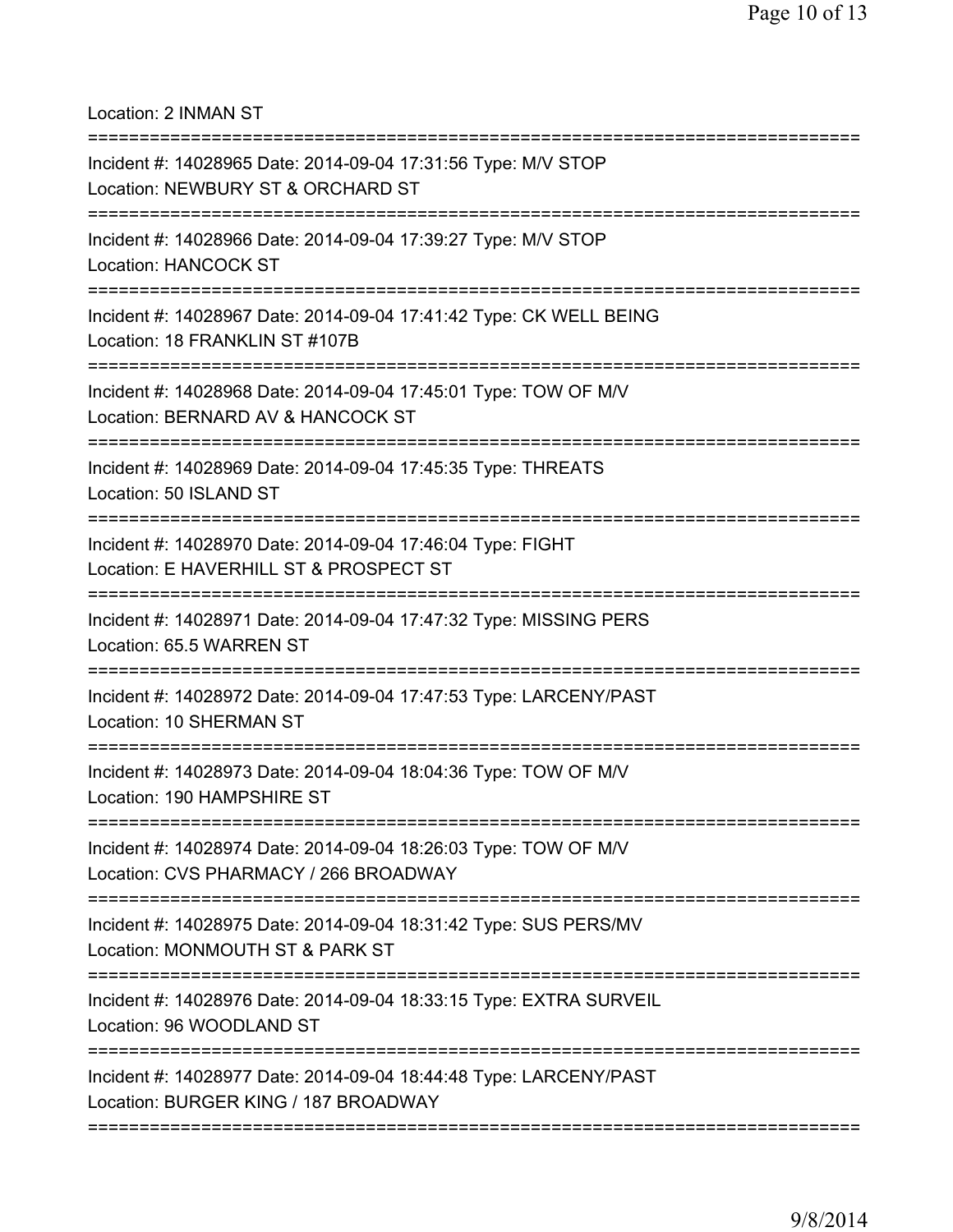Location: 2 INMAN ST

===========================================================================

Incident #: 14028965 Date: 2014-09-04 17:31:56 Type: M/V STOP

Location: NEWBURY ST & ORCHARD ST

===========================================================================

Incident #: 14028966 Date: 2014-09-04 17:39:27 Type: M/V STOP

Location: HANCOCK ST

===========================================================================

Incident #: 14028967 Date: 2014-09-04 17:41:42 Type: CK WELL BEING

Location: 18 FRANKLIN ST #107B

===========================================================================

Incident #: 14028968 Date: 2014-09-04 17:45:01 Type: TOW OF M/V

Location: BERNARD AV & HANCOCK ST

===========================================================================

Incident #: 14028969 Date: 2014-09-04 17:45:35 Type: THREATS

Location: 50 ISLAND ST

===========================================================================

Incident #: 14028970 Date: 2014-09-04 17:46:04 Type: FIGHT

Location: E HAVERHILL ST & PROSPECT ST

===========================================================================

Incident #: 14028971 Date: 2014-09-04 17:47:32 Type: MISSING PERS

Location: 65.5 WARREN ST

===========================================================================

Incident #: 14028972 Date: 2014-09-04 17:47:53 Type: LARCENY/PAST

Location: 10 SHERMAN ST

===========================================================================

Incident #: 14028973 Date: 2014-09-04 18:04:36 Type: TOW OF M/V

Location: 190 HAMPSHIRE ST

===========================================================================

Incident #: 14028974 Date: 2014-09-04 18:26:03 Type: TOW OF M/V

Location: CVS PHARMACY / 266 BROADWAY

===========================================================================

Incident #: 14028975 Date: 2014-09-04 18:31:42 Type: SUS PERS/MV

Location: MONMOUTH ST & PARK ST

===========================================================================

Incident #: 14028976 Date: 2014-09-04 18:33:15 Type: EXTRA SURVEIL

Location: 96 WOODLAND ST

===========================================================================

Incident #: 14028977 Date: 2014-09-04 18:44:48 Type: LARCENY/PAST

Location: BURGER KING / 187 BROADWAY

===========================================================================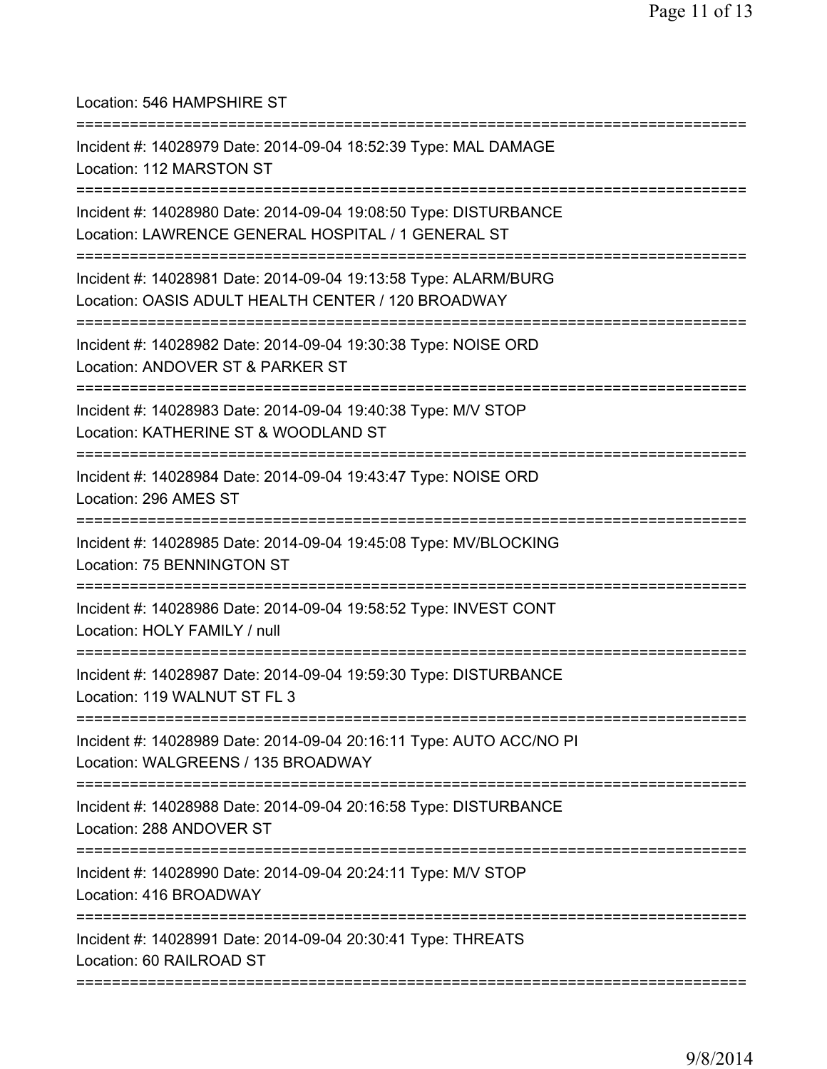Location: 546 HAMPSHIRE ST

===========================================================================

Incident #: 14028979 Date: 2014-09-04 18:52:39 Type: MAL DAMAGE
Location: 112 MARSTON ST

===========================================================================

Incident #: 14028980 Date: 2014-09-04 19:08:50 Type: DISTURBANCE
Location: LAWRENCE GENERAL HOSPITAL / 1 GENERAL ST

===========================================================================

Incident #: 14028981 Date: 2014-09-04 19:13:58 Type: ALARM/BURG
Location: OASIS ADULT HEALTH CENTER / 120 BROADWAY

===========================================================================

Incident #: 14028982 Date: 2014-09-04 19:30:38 Type: NOISE ORD
Location: ANDOVER ST & PARKER ST

===========================================================================

Incident #: 14028983 Date: 2014-09-04 19:40:38 Type: M/V STOP
Location: KATHERINE ST & WOODLAND ST

===========================================================================

Incident #: 14028984 Date: 2014-09-04 19:43:47 Type: NOISE ORD
Location: 296 AMES ST

===========================================================================

Incident #: 14028985 Date: 2014-09-04 19:45:08 Type: MV/BLOCKING
Location: 75 BENNINGTON ST

===========================================================================

Incident #: 14028986 Date: 2014-09-04 19:58:52 Type: INVEST CONT
Location: HOLY FAMILY / null

===========================================================================

Incident #: 14028987 Date: 2014-09-04 19:59:30 Type: DISTURBANCE
Location: 119 WALNUT ST FL 3

===========================================================================

Incident #: 14028989 Date: 2014-09-04 20:16:11 Type: AUTO ACC/NO PI
Location: WALGREENS / 135 BROADWAY

===========================================================================

Incident #: 14028988 Date: 2014-09-04 20:16:58 Type: DISTURBANCE
Location: 288 ANDOVER ST

===========================================================================

Incident #: 14028990 Date: 2014-09-04 20:24:11 Type: M/V STOP
Location: 416 BROADWAY

===========================================================================

Incident #: 14028991 Date: 2014-09-04 20:30:41 Type: THREATS
Location: 60 RAILROAD ST

===========================================================================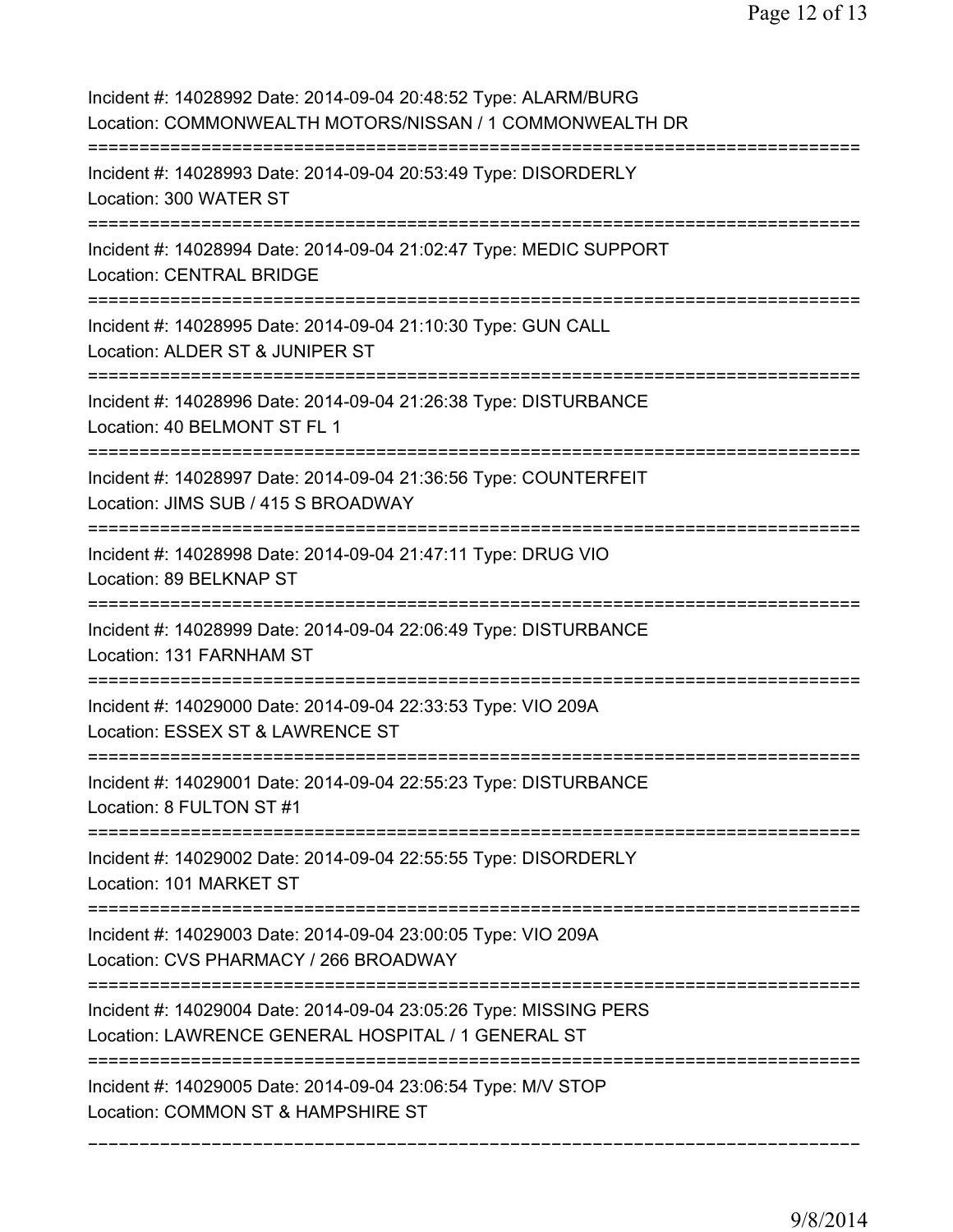Incident #: 14028992 Date: 2014-09-04 20:48:52 Type: ALARM/BURG
Location: COMMONWEALTH MOTORS/NISSAN / 1 COMMONWEALTH DR

===========================================================================

Incident #: 14028993 Date: 2014-09-04 20:53:49 Type: DISORDERLY
Location: 300 WATER ST

===========================================================================

Incident #: 14028994 Date: 2014-09-04 21:02:47 Type: MEDIC SUPPORT
Location: CENTRAL BRIDGE

===========================================================================

Incident #: 14028995 Date: 2014-09-04 21:10:30 Type: GUN CALL
Location: ALDER ST & JUNIPER ST

===========================================================================

Incident #: 14028996 Date: 2014-09-04 21:26:38 Type: DISTURBANCE
Location: 40 BELMONT ST FL 1

===========================================================================

Incident #: 14028997 Date: 2014-09-04 21:36:56 Type: COUNTERFEIT
Location: JIMS SUB / 415 S BROADWAY

===========================================================================

Incident #: 14028998 Date: 2014-09-04 21:47:11 Type: DRUG VIO
Location: 89 BELKNAP ST

===========================================================================

Incident #: 14028999 Date: 2014-09-04 22:06:49 Type: DISTURBANCE
Location: 131 FARNHAM ST

===========================================================================

Incident #: 14029000 Date: 2014-09-04 22:33:53 Type: VIO 209A
Location: ESSEX ST & LAWRENCE ST

===========================================================================

Incident #: 14029001 Date: 2014-09-04 22:55:23 Type: DISTURBANCE
Location: 8 FULTON ST #1

===========================================================================

Incident #: 14029002 Date: 2014-09-04 22:55:55 Type: DISORDERLY
Location: 101 MARKET ST

===========================================================================

Incident #: 14029003 Date: 2014-09-04 23:00:05 Type: VIO 209A
Location: CVS PHARMACY / 266 BROADWAY

===========================================================================

Incident #: 14029004 Date: 2014-09-04 23:05:26 Type: MISSING PERS
Location: LAWRENCE GENERAL HOSPITAL / 1 GENERAL ST

===========================================================================

Incident #: 14029005 Date: 2014-09-04 23:06:54 Type: M/V STOP
Location: COMMON ST & HAMPSHIRE ST

---------------------------------------------------------------------------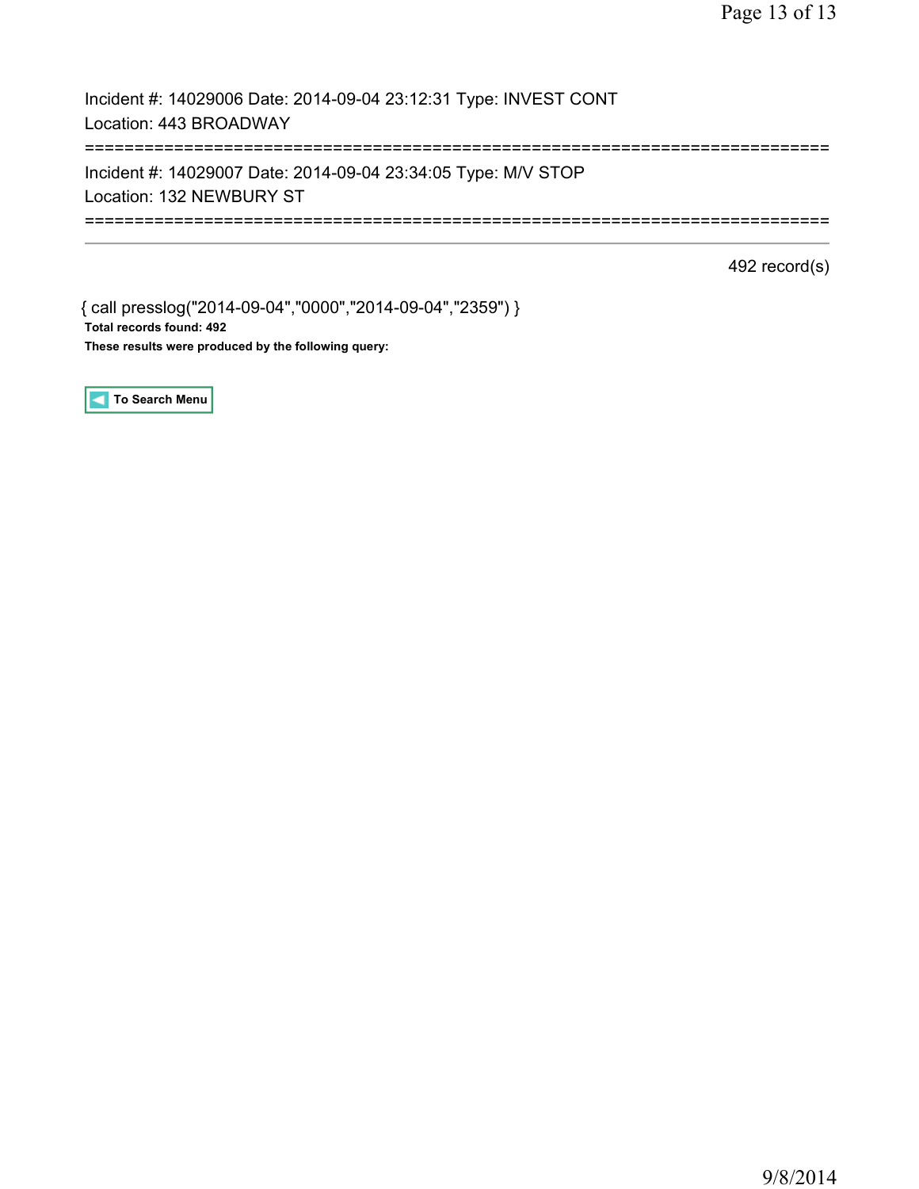Incident #: 14029006 Date: 2014-09-04 23:12:31 Type: INVEST CONT
Location: 443 BROADWAY

===========================================================================

Incident #: 14029007 Date: 2014-09-04 23:34:05 Type: M/V STOP
Location: 132 NEWBURY ST

===========================================================================

492 record(s)

{ call presslog("2014-09-04","0000","2014-09-04","2359") }

**Total records found: 492**

**These results were produced by the following query:**

**To Search Menu**